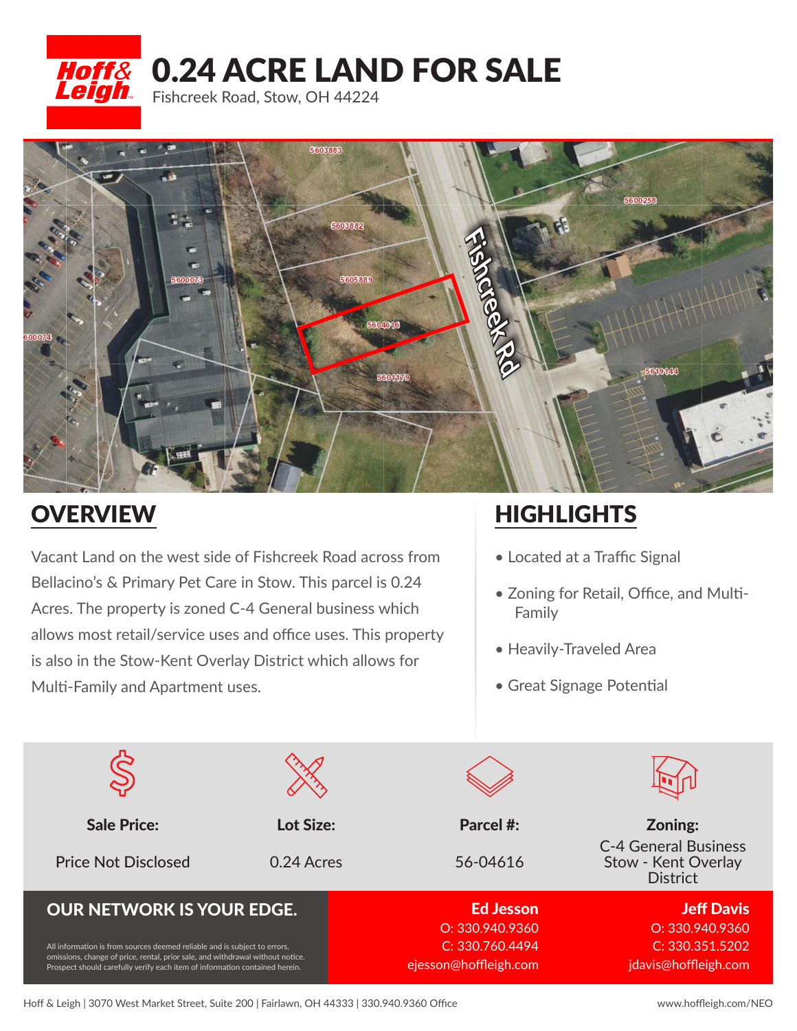Hoff & Leigh

# 0.24 ACRE LAND FOR SALE

Fishcreek Road, Stow, OH 44224

## OVERVIEW

Vacant Land on the west side of Fishcreek Road across from Bellacino's & Primary Pet Care in Stow. This parcel is 0.24 Acres. The property is zoned C-4 General business which allows most retail/service uses and office uses. This property is also in the Stow-Kent Overlay District which allows for Multi-Family and Apartment uses.

## HIGHLIGHTS

- Located at a Traffic Signal
- Zoning for Retail, Office, and Multi-Family
- Heavily-Traveled Area
- Great Signage Potential

| Sale Price: | Lot Size: | Parcel #: | Zoning: |
|---|---|---|---|
| Price Not Disclosed | 0.24 Acres | 56-04616 | C-4 General Business Stow - Kent Overlay District |

## OUR NETWORK IS YOUR EDGE.

All information is from sources deemed reliable and is subject to errors, omissions, change of price, rental, prior sale, and withdrawal without notice. Prospect should carefully verify each item of information contained herein.

**Ed Jesson**
O: 330.940.9360
C: 330.760.4494
ejesson@hoffleigh.com

**Jeff Davis**
O: 330.940.9360
C: 330.351.5202
jdavis@hoffleigh.com

Hoff & Leigh | 3070 West Market Street, Suite 200 | Fairlawn, OH 44333 | 330.940.9360 Office

www.hoffleigh.com/NEO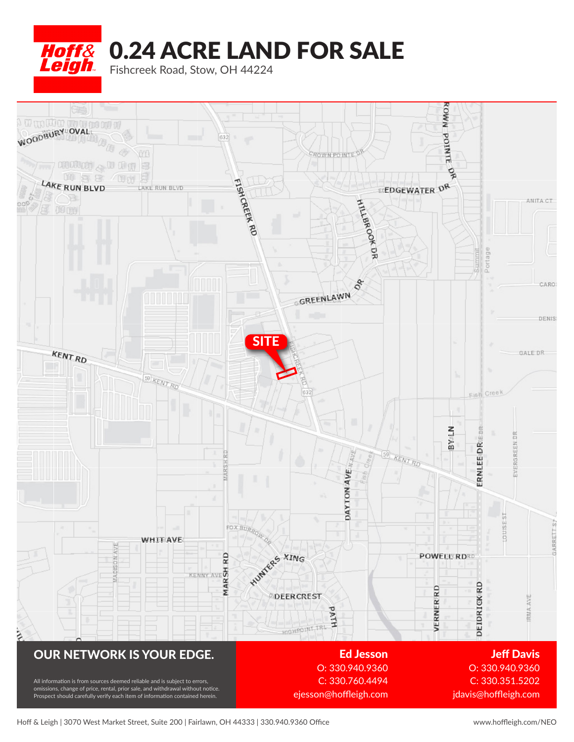# 0.24 ACRE LAND FOR SALE

Fishcreek Road, Stow, OH 44224

## OUR NETWORK IS YOUR EDGE.

All information is from sources deemed reliable and is subject to errors, omissions, change of price, rental, prior sale, and withdrawal without notice. Prospect should carefully verify each item of information contained herein.

**Ed Jesson**
O: 330.940.9360
C: 330.760.4494
ejesson@hoffleigh.com

**Jeff Davis**
O: 330.940.9360
C: 330.351.5202
jdavis@hoffleigh.com

Hoff & Leigh | 3070 West Market Street, Suite 200 | Fairlawn, OH 44333 | 330.940.9360 Office

www.hoffleigh.com/NEO